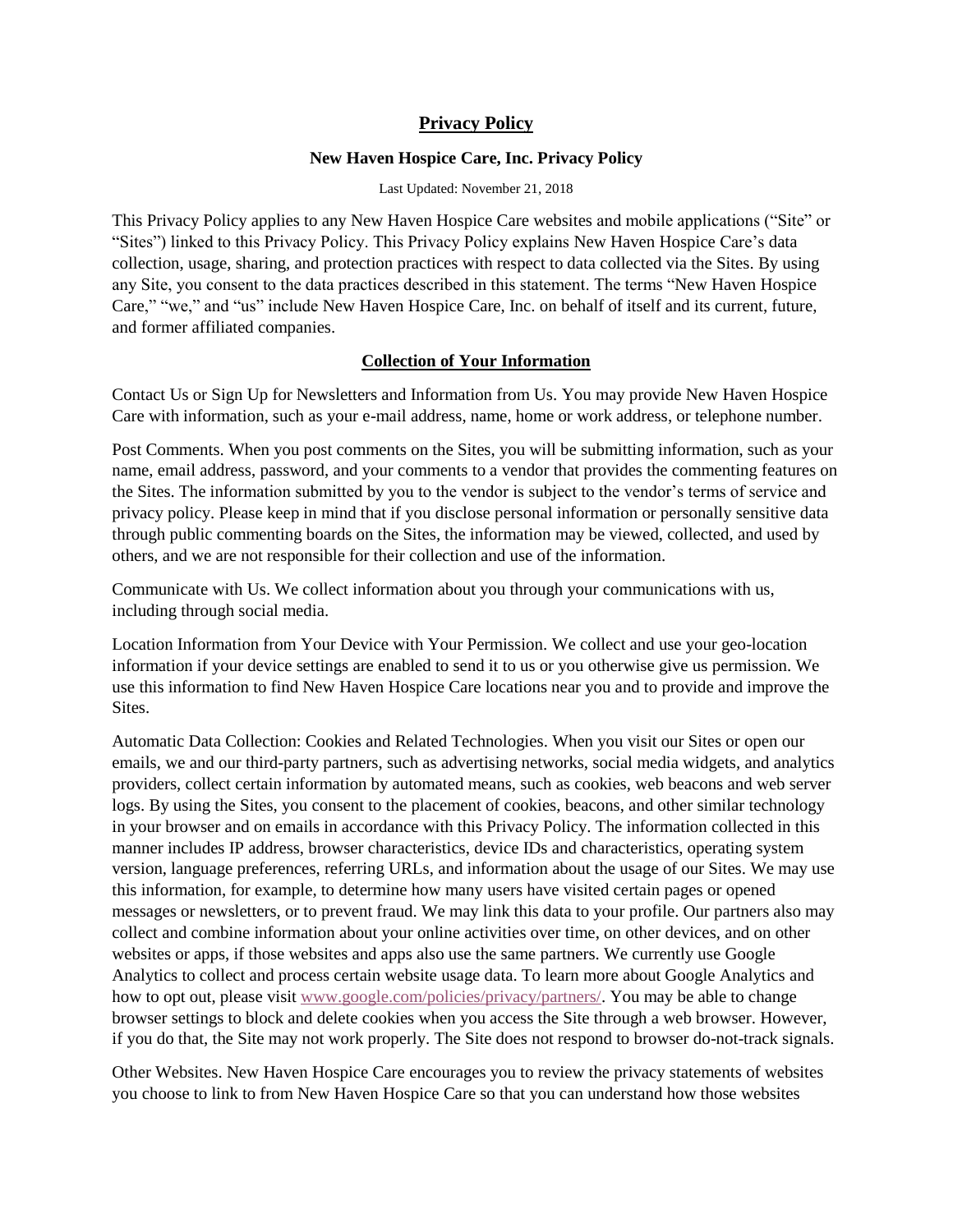# Privacy Policy

## New Haven Hospice Care, Inc. Privacy Policy

Last Updated: November 21, 2018

This Privacy Policy applies to any New Haven Hospice Care websites and mobile applications ("Site" or "Sites") linked to this Privacy Policy. This Privacy Policy explains New Haven Hospice Care's data collection, usage, sharing, and protection practices with respect to data collected via the Sites. By using any Site, you consent to the data practices described in this statement. The terms "New Haven Hospice Care," "we," and "us" include New Haven Hospice Care, Inc. on behalf of itself and its current, future, and former affiliated companies.

## Collection of Your Information

Contact Us or Sign Up for Newsletters and Information from Us. You may provide New Haven Hospice Care with information, such as your e-mail address, name, home or work address, or telephone number.

Post Comments. When you post comments on the Sites, you will be submitting information, such as your name, email address, password, and your comments to a vendor that provides the commenting features on the Sites. The information submitted by you to the vendor is subject to the vendor's terms of service and privacy policy. Please keep in mind that if you disclose personal information or personally sensitive data through public commenting boards on the Sites, the information may be viewed, collected, and used by others, and we are not responsible for their collection and use of the information.

Communicate with Us. We collect information about you through your communications with us, including through social media.

Location Information from Your Device with Your Permission. We collect and use your geo-location information if your device settings are enabled to send it to us or you otherwise give us permission. We use this information to find New Haven Hospice Care locations near you and to provide and improve the Sites.

Automatic Data Collection: Cookies and Related Technologies. When you visit our Sites or open our emails, we and our third-party partners, such as advertising networks, social media widgets, and analytics providers, collect certain information by automated means, such as cookies, web beacons and web server logs. By using the Sites, you consent to the placement of cookies, beacons, and other similar technology in your browser and on emails in accordance with this Privacy Policy. The information collected in this manner includes IP address, browser characteristics, device IDs and characteristics, operating system version, language preferences, referring URLs, and information about the usage of our Sites. We may use this information, for example, to determine how many users have visited certain pages or opened messages or newsletters, or to prevent fraud. We may link this data to your profile. Our partners also may collect and combine information about your online activities over time, on other devices, and on other websites or apps, if those websites and apps also use the same partners. We currently use Google Analytics to collect and process certain website usage data. To learn more about Google Analytics and how to opt out, please visit [www.google.com/policies/privacy/partners/](http://www.google.com/policies/privacy/partners/). You may be able to change browser settings to block and delete cookies when you access the Site through a web browser. However, if you do that, the Site may not work properly. The Site does not respond to browser do-not-track signals.

Other Websites. New Haven Hospice Care encourages you to review the privacy statements of websites you choose to link to from New Haven Hospice Care so that you can understand how those websites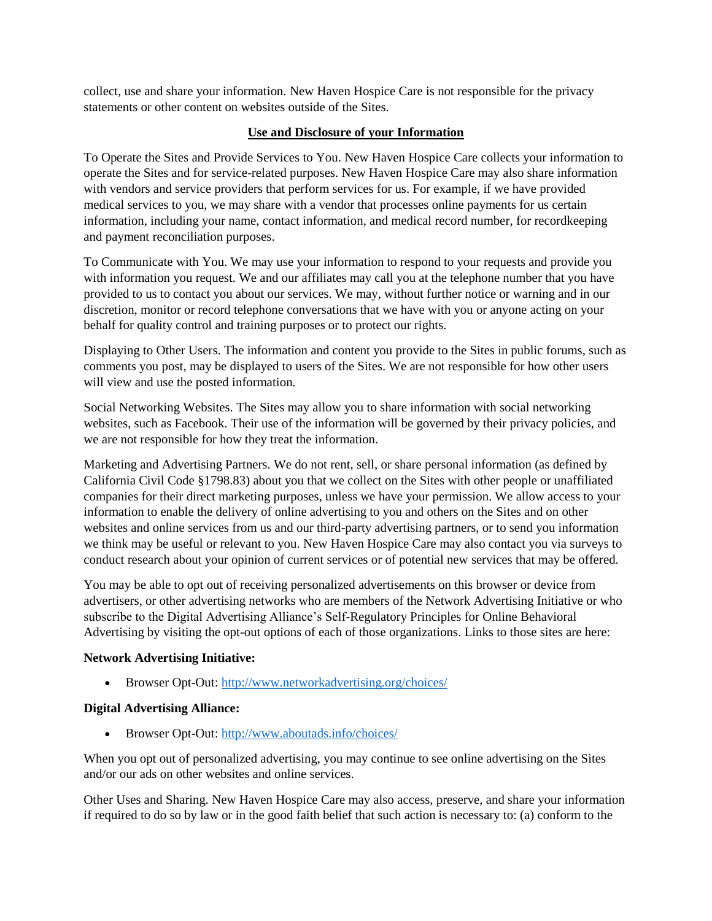collect, use and share your information. New Haven Hospice Care is not responsible for the privacy statements or other content on websites outside of the Sites.

## Use and Disclosure of your Information

To Operate the Sites and Provide Services to You. New Haven Hospice Care collects your information to operate the Sites and for service-related purposes. New Haven Hospice Care may also share information with vendors and service providers that perform services for us. For example, if we have provided medical services to you, we may share with a vendor that processes online payments for us certain information, including your name, contact information, and medical record number, for recordkeeping and payment reconciliation purposes.

To Communicate with You. We may use your information to respond to your requests and provide you with information you request. We and our affiliates may call you at the telephone number that you have provided to us to contact you about our services. We may, without further notice or warning and in our discretion, monitor or record telephone conversations that we have with you or anyone acting on your behalf for quality control and training purposes or to protect our rights.

Displaying to Other Users. The information and content you provide to the Sites in public forums, such as comments you post, may be displayed to users of the Sites. We are not responsible for how other users will view and use the posted information.

Social Networking Websites. The Sites may allow you to share information with social networking websites, such as Facebook. Their use of the information will be governed by their privacy policies, and we are not responsible for how they treat the information.

Marketing and Advertising Partners. We do not rent, sell, or share personal information (as defined by California Civil Code §1798.83) about you that we collect on the Sites with other people or unaffiliated companies for their direct marketing purposes, unless we have your permission. We allow access to your information to enable the delivery of online advertising to you and others on the Sites and on other websites and online services from us and our third-party advertising partners, or to send you information we think may be useful or relevant to you. New Haven Hospice Care may also contact you via surveys to conduct research about your opinion of current services or of potential new services that may be offered.

You may be able to opt out of receiving personalized advertisements on this browser or device from advertisers, or other advertising networks who are members of the Network Advertising Initiative or who subscribe to the Digital Advertising Alliance's Self-Regulatory Principles for Online Behavioral Advertising by visiting the opt-out options of each of those organizations. Links to those sites are here:

**Network Advertising Initiative:**

- Browser Opt-Out: http://www.networkadvertising.org/choices/

**Digital Advertising Alliance:**

- Browser Opt-Out: http://www.aboutads.info/choices/

When you opt out of personalized advertising, you may continue to see online advertising on the Sites and/or our ads on other websites and online services.

Other Uses and Sharing. New Haven Hospice Care may also access, preserve, and share your information if required to do so by law or in the good faith belief that such action is necessary to: (a) conform to the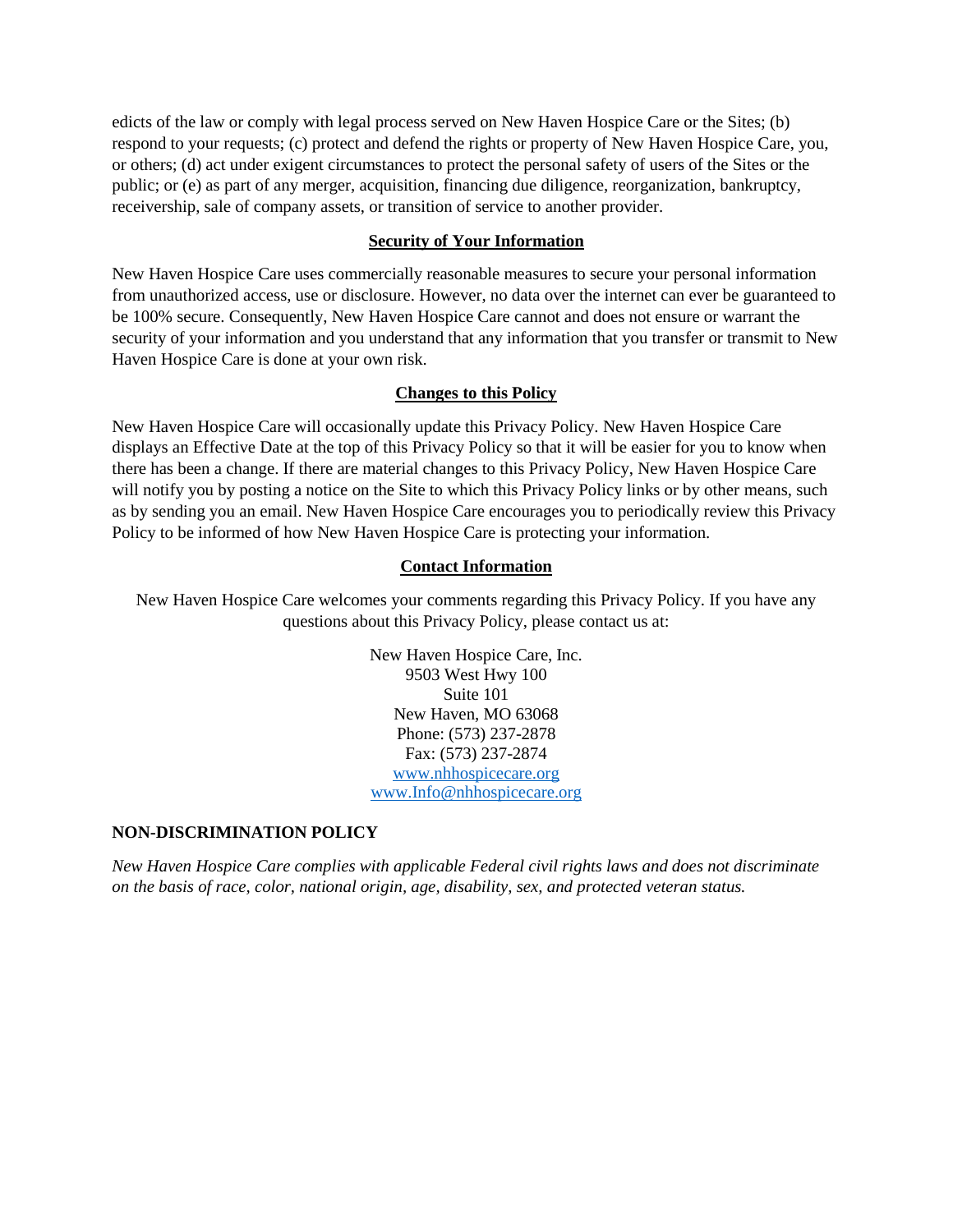edicts of the law or comply with legal process served on New Haven Hospice Care or the Sites; (b) respond to your requests; (c) protect and defend the rights or property of New Haven Hospice Care, you, or others; (d) act under exigent circumstances to protect the personal safety of users of the Sites or the public; or (e) as part of any merger, acquisition, financing due diligence, reorganization, bankruptcy, receivership, sale of company assets, or transition of service to another provider.

## Security of Your Information

New Haven Hospice Care uses commercially reasonable measures to secure your personal information from unauthorized access, use or disclosure. However, no data over the internet can ever be guaranteed to be 100% secure. Consequently, New Haven Hospice Care cannot and does not ensure or warrant the security of your information and you understand that any information that you transfer or transmit to New Haven Hospice Care is done at your own risk.

## Changes to this Policy

New Haven Hospice Care will occasionally update this Privacy Policy. New Haven Hospice Care displays an Effective Date at the top of this Privacy Policy so that it will be easier for you to know when there has been a change. If there are material changes to this Privacy Policy, New Haven Hospice Care will notify you by posting a notice on the Site to which this Privacy Policy links or by other means, such as by sending you an email. New Haven Hospice Care encourages you to periodically review this Privacy Policy to be informed of how New Haven Hospice Care is protecting your information.

## Contact Information

New Haven Hospice Care welcomes your comments regarding this Privacy Policy. If you have any questions about this Privacy Policy, please contact us at:

New Haven Hospice Care, Inc.
9503 West Hwy 100
Suite 101
New Haven, MO 63068
Phone: (573) 237-2878
Fax: (573) 237-2874
www.nhhospicecare.org
www.Info@nhhospicecare.org

**NON-DISCRIMINATION POLICY**

*New Haven Hospice Care complies with applicable Federal civil rights laws and does not discriminate on the basis of race, color, national origin, age, disability, sex, and protected veteran status.*